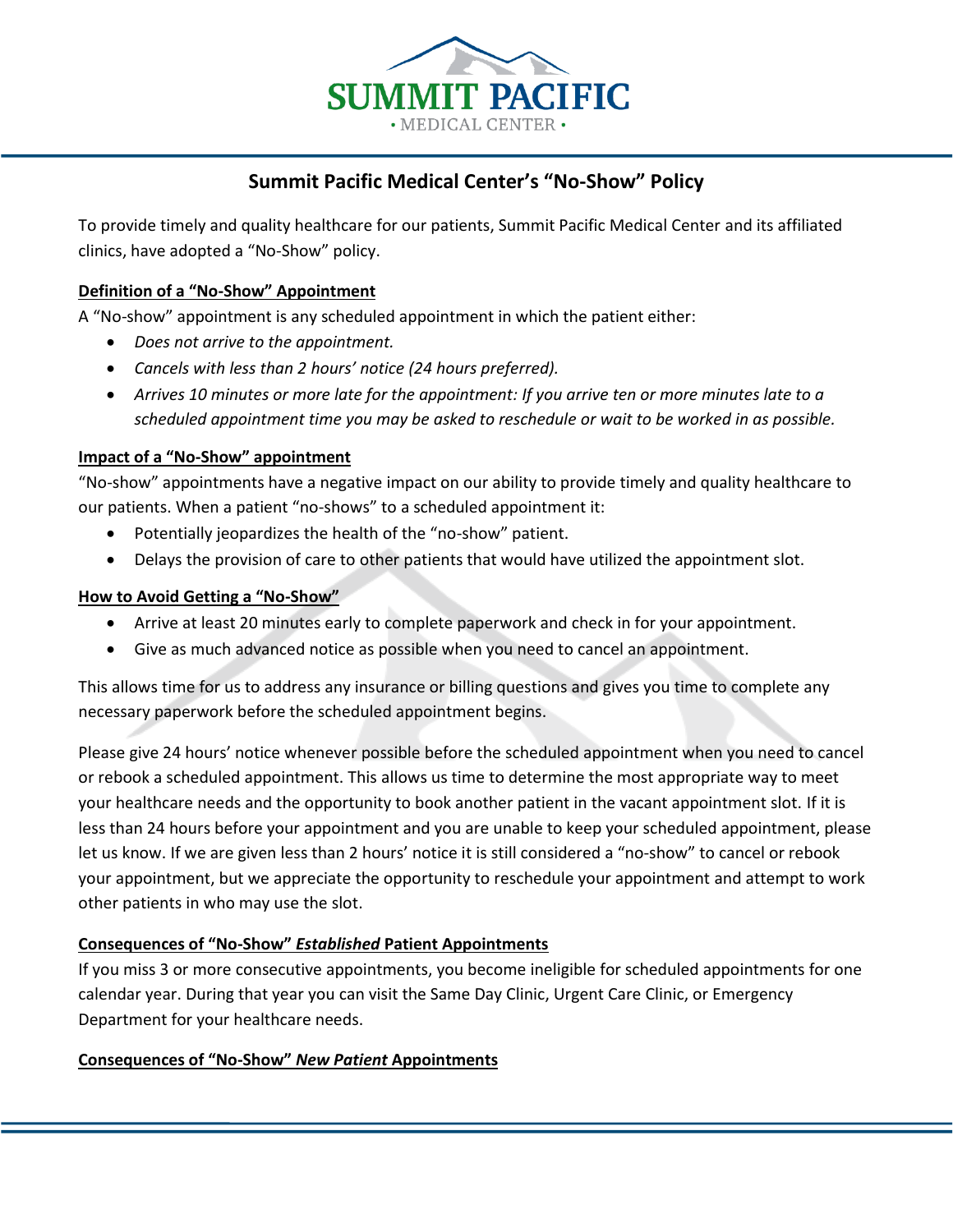# Summit Pacific Medical Center's "No-Show" Policy

To provide timely and quality healthcare for our patients, Summit Pacific Medical Center and its affiliated clinics, have adopted a "No-Show" policy.

**Definition of a "No-Show" Appointment**

A "No-show" appointment is any scheduled appointment in which the patient either:

- *Does not arrive to the appointment.*
- *Cancels with less than 2 hours' notice (24 hours preferred).*
- *Arrives 10 minutes or more late for the appointment: If you arrive ten or more minutes late to a scheduled appointment time you may be asked to reschedule or wait to be worked in as possible.*

**Impact of a "No-Show" appointment**

"No-show" appointments have a negative impact on our ability to provide timely and quality healthcare to our patients. When a patient "no-shows" to a scheduled appointment it:

- Potentially jeopardizes the health of the "no-show" patient.
- Delays the provision of care to other patients that would have utilized the appointment slot.

**How to Avoid Getting a "No-Show"**

- Arrive at least 20 minutes early to complete paperwork and check in for your appointment.
- Give as much advanced notice as possible when you need to cancel an appointment.

This allows time for us to address any insurance or billing questions and gives you time to complete any necessary paperwork before the scheduled appointment begins.

Please give 24 hours' notice whenever possible before the scheduled appointment when you need to cancel or rebook a scheduled appointment. This allows us time to determine the most appropriate way to meet your healthcare needs and the opportunity to book another patient in the vacant appointment slot. If it is less than 24 hours before your appointment and you are unable to keep your scheduled appointment, please let us know. If we are given less than 2 hours' notice it is still considered a "no-show" to cancel or rebook your appointment, but we appreciate the opportunity to reschedule your appointment and attempt to work other patients in who may use the slot.

**Consequences of "No-Show" *Established* Patient Appointments**

If you miss 3 or more consecutive appointments, you become ineligible for scheduled appointments for one calendar year. During that year you can visit the Same Day Clinic, Urgent Care Clinic, or Emergency Department for your healthcare needs.

**Consequences of "No-Show" *New Patient* Appointments**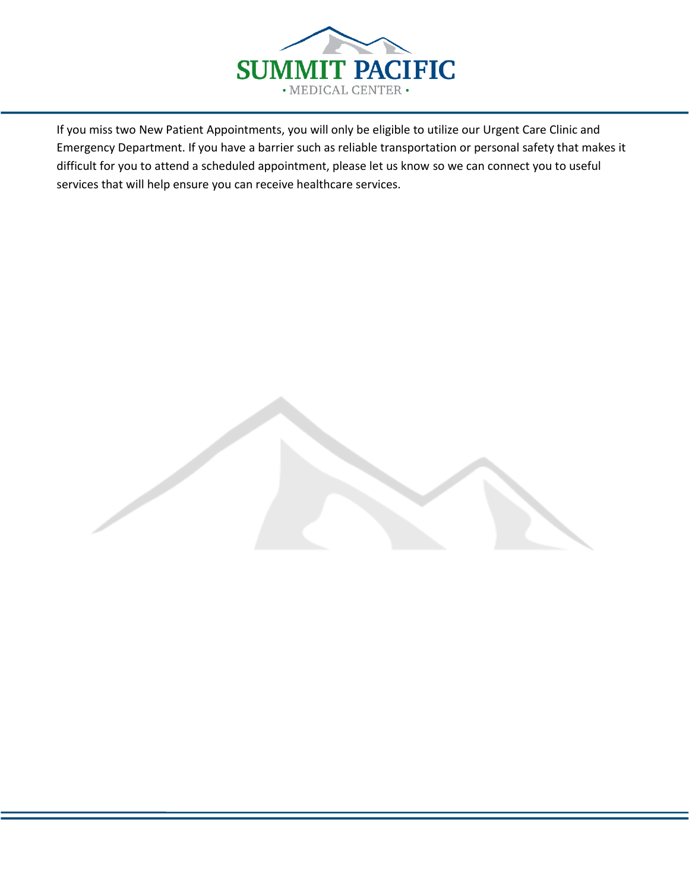If you miss two New Patient Appointments, you will only be eligible to utilize our Urgent Care Clinic and Emergency Department. If you have a barrier such as reliable transportation or personal safety that makes it difficult for you to attend a scheduled appointment, please let us know so we can connect you to useful services that will help ensure you can receive healthcare services.